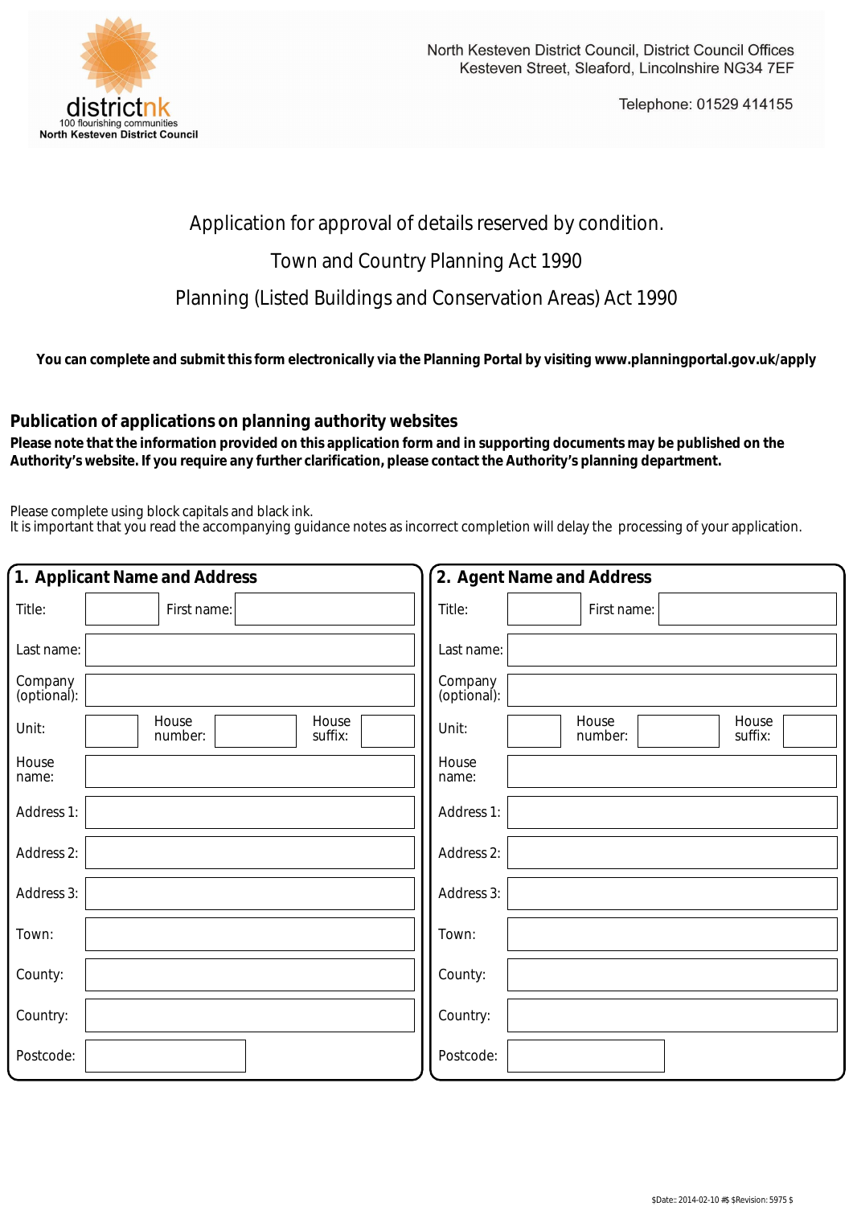districtnk
100 flourishing communities
North Kesteven District Council

North Kesteven District Council, District Council Offices
Kesteven Street, Sleaford, Lincolnshire NG34 7EF

Telephone: 01529 414155

# Application for approval of details reserved by condition.

## Town and Country Planning Act 1990

## Planning (Listed Buildings and Conservation Areas) Act 1990

**You can complete and submit this form electronically via the Planning Portal by visiting www.planningportal.gov.uk/apply**

### Publication of applications on planning authority websites

**Please note that the information provided on this application form and in supporting documents may be published on the Authority's website. If you require any further clarification, please contact the Authority's planning department.**

Please complete using block capitals and black ink.
It is important that you read the accompanying guidance notes as incorrect completion will delay the processing of your application.

### 1. Applicant Name and Address

| Field | |
|---|---|
| Title: | |
| First name: | |
| Last name: | |
| Company (optional): | |
| Unit: | |
| House number: | |
| House suffix: | |
| House name: | |
| Address 1: | |
| Address 2: | |
| Address 3: | |
| Town: | |
| County: | |
| Country: | |
| Postcode: | |

### 2. Agent Name and Address

| Field | |
|---|---|
| Title: | |
| First name: | |
| Last name: | |
| Company (optional): | |
| Unit: | |
| House number: | |
| House suffix: | |
| House name: | |
| Address 1: | |
| Address 2: | |
| Address 3: | |
| Town: | |
| County: | |
| Country: | |
| Postcode: | |

$Date:: 2014-02-10 #$ $Revision: 5975 $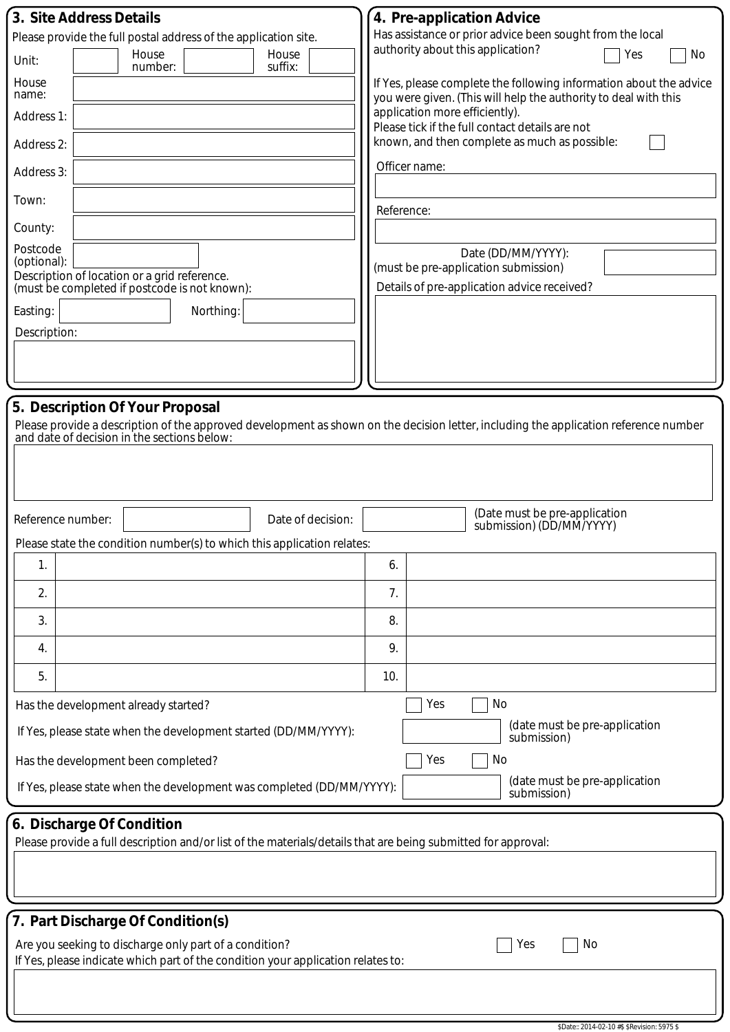## 3. Site Address Details

Please provide the full postal address of the application site.

| | | | | | |
|---|---|---|---|---|---|
| Unit: | | House number: | | House suffix: | |
| House name: | | | | | |
| Address 1: | | | | | |
| Address 2: | | | | | |
| Address 3: | | | | | |
| Town: | | | | | |
| County: | | | | | |
| Postcode (optional): | | | | | |

Description of location or a grid reference.
(must be completed if postcode is not known):

Easting: 　　　　 Northing:

Description:

## 4. Pre-application Advice

Has assistance or prior advice been sought from the local authority about this application? ☐ Yes ☐ No

If Yes, please complete the following information about the advice you were given. (This will help the authority to deal with this application more efficiently).

Please tick if the full contact details are not known, and then complete as much as possible: ☐

Officer name:

Reference:

Date (DD/MM/YYYY):
(must be pre-application submission)

Details of pre-application advice received?

## 5. Description Of Your Proposal

Please provide a description of the approved development as shown on the decision letter, including the application reference number and date of decision in the sections below:

Reference number: 　　　　 Date of decision: 　　　　 (Date must be pre-application submission) (DD/MM/YYYY)

Please state the condition number(s) to which this application relates:

| | | | |
|---|---|---|---|
| 1. | | 6. | |
| 2. | | 7. | |
| 3. | | 8. | |
| 4. | | 9. | |
| 5. | | 10. | |

Has the development already started? ☐ Yes ☐ No

If Yes, please state when the development started (DD/MM/YYYY): 　　　　 (date must be pre-application submission)

Has the development been completed? ☐ Yes ☐ No

If Yes, please state when the development was completed (DD/MM/YYYY): 　　　　 (date must be pre-application submission)

## 6. Discharge Of Condition

Please provide a full description and/or list of the materials/details that are being submitted for approval:

## 7. Part Discharge Of Condition(s)

Are you seeking to discharge only part of a condition? ☐ Yes ☐ No

If Yes, please indicate which part of the condition your application relates to: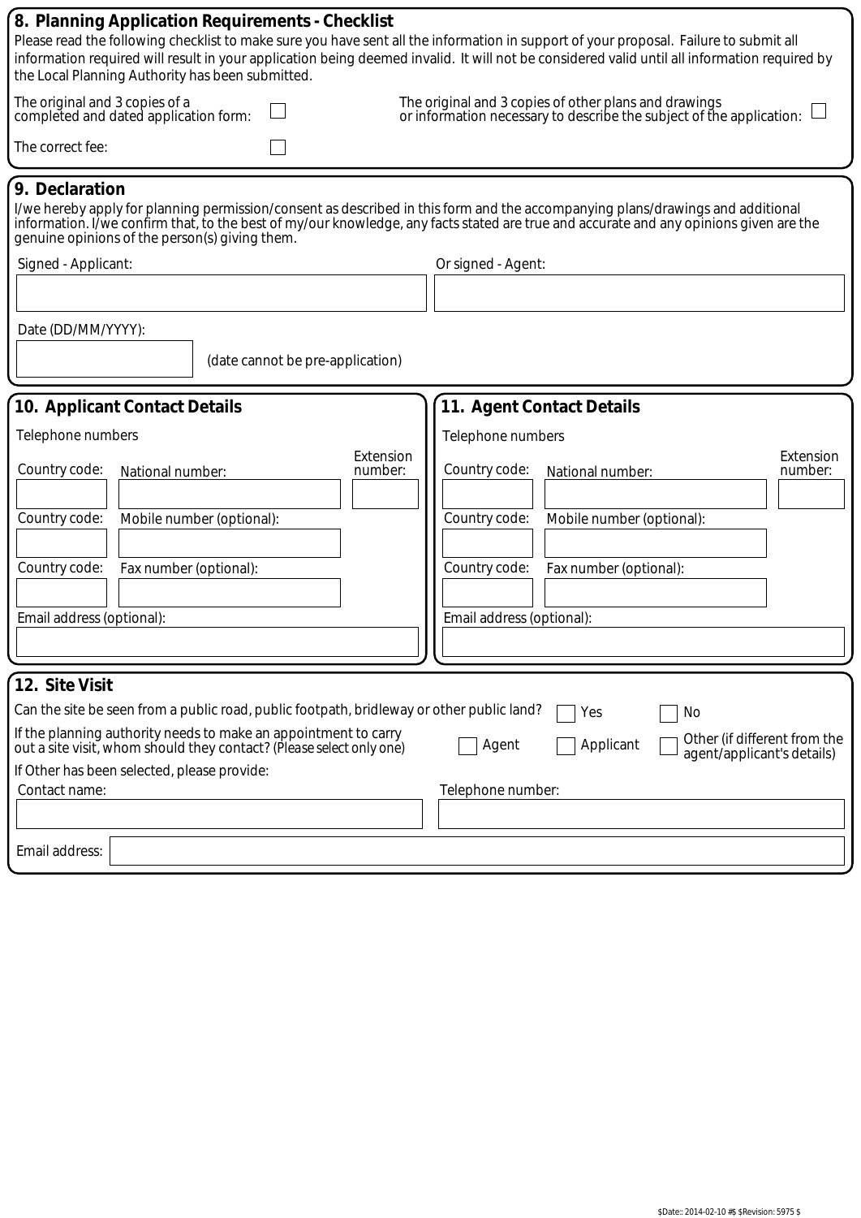## 8. Planning Application Requirements - Checklist

Please read the following checklist to make sure you have sent all the information in support of your proposal. Failure to submit all information required will result in your application being deemed invalid. It will not be considered valid until all information required by the Local Planning Authority has been submitted.

- [ ] The original and 3 copies of a completed and dated application form:
- [ ] The original and 3 copies of other plans and drawings or information necessary to describe the subject of the application:
- [ ] The correct fee:

## 9. Declaration

I/we hereby apply for planning permission/consent as described in this form and the accompanying plans/drawings and additional information. I/we confirm that, to the best of my/our knowledge, any facts stated are true and accurate and any opinions given are the genuine opinions of the person(s) giving them.

Signed - Applicant:

Or signed - Agent:

Date (DD/MM/YYYY):

(date cannot be pre-application)

## 10. Applicant Contact Details

Telephone numbers

| Country code: | National number: | Extension number: |
|---|---|---|
| | | |

| Country code: | Mobile number (optional): |
|---|---|
| | |

| Country code: | Fax number (optional): |
|---|---|
| | |

Email address (optional):

## 11. Agent Contact Details

Telephone numbers

| Country code: | National number: | Extension number: |
|---|---|---|
| | | |

| Country code: | Mobile number (optional): |
|---|---|
| | |

| Country code: | Fax number (optional): |
|---|---|
| | |

Email address (optional):

## 12. Site Visit

Can the site be seen from a public road, public footpath, bridleway or other public land?

- [ ] Yes
- [ ] No

If the planning authority needs to make an appointment to carry out a site visit, whom should they contact? (Please select only one)

- [ ] Agent
- [ ] Applicant
- [ ] Other (if different from the agent/applicant's details)

If Other has been selected, please provide:

Contact name:

Telephone number:

Email address: